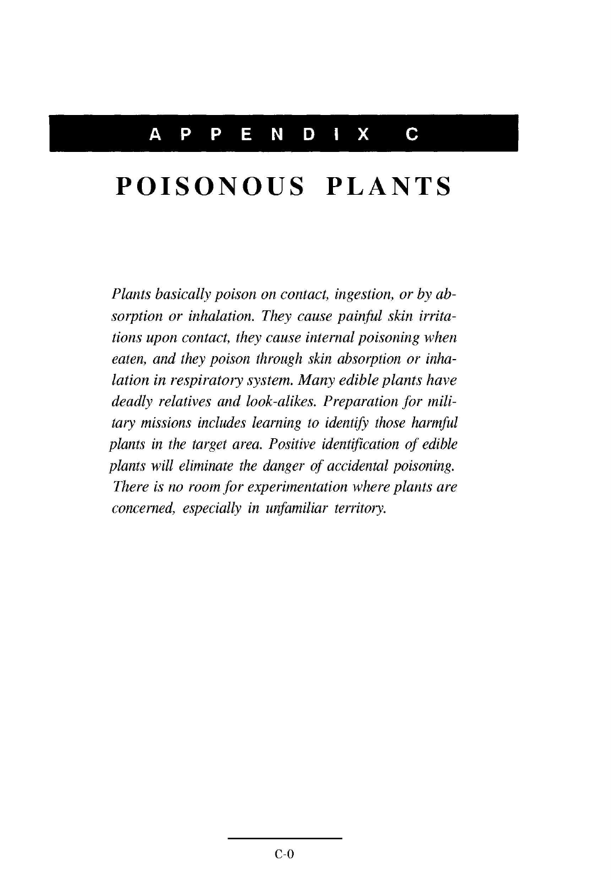# APPENDIX C

# POISONOUS PLANTS

*Plants basically poison on contact, ingestion, or by absorption or inhalation. They cause painful skin irritations upon contact, they cause internal poisoning when eaten, and they poison through skin absorption or inhalation in respiratory system. Many edible plants have deadly relatives and look-alikes. Preparation for military missions includes learning to identify those harmful plants in the target area. Positive identification of edible plants will eliminate the danger of accidental poisoning. There is no room for experimentation where plants are concerned, especially in unfamiliar territory.*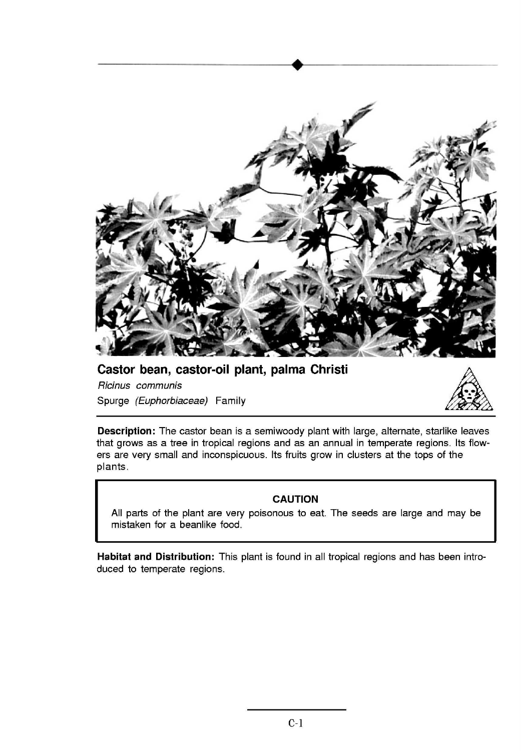## Castor bean, castor-oil plant, palma Christi

*Ricinus communis*

Spurge *(Euphorbiaceae)* Family

**Description:** The castor bean is a semiwoody plant with large, alternate, starlike leaves that grows as a tree in tropical regions and as an annual in temperate regions. Its flowers are very small and inconspicuous. Its fruits grow in clusters at the tops of the plants.

> **CAUTION**
>
> All parts of the plant are very poisonous to eat. The seeds are large and may be mistaken for a beanlike food.

**Habitat and Distribution:** This plant is found in all tropical regions and has been introduced to temperate regions.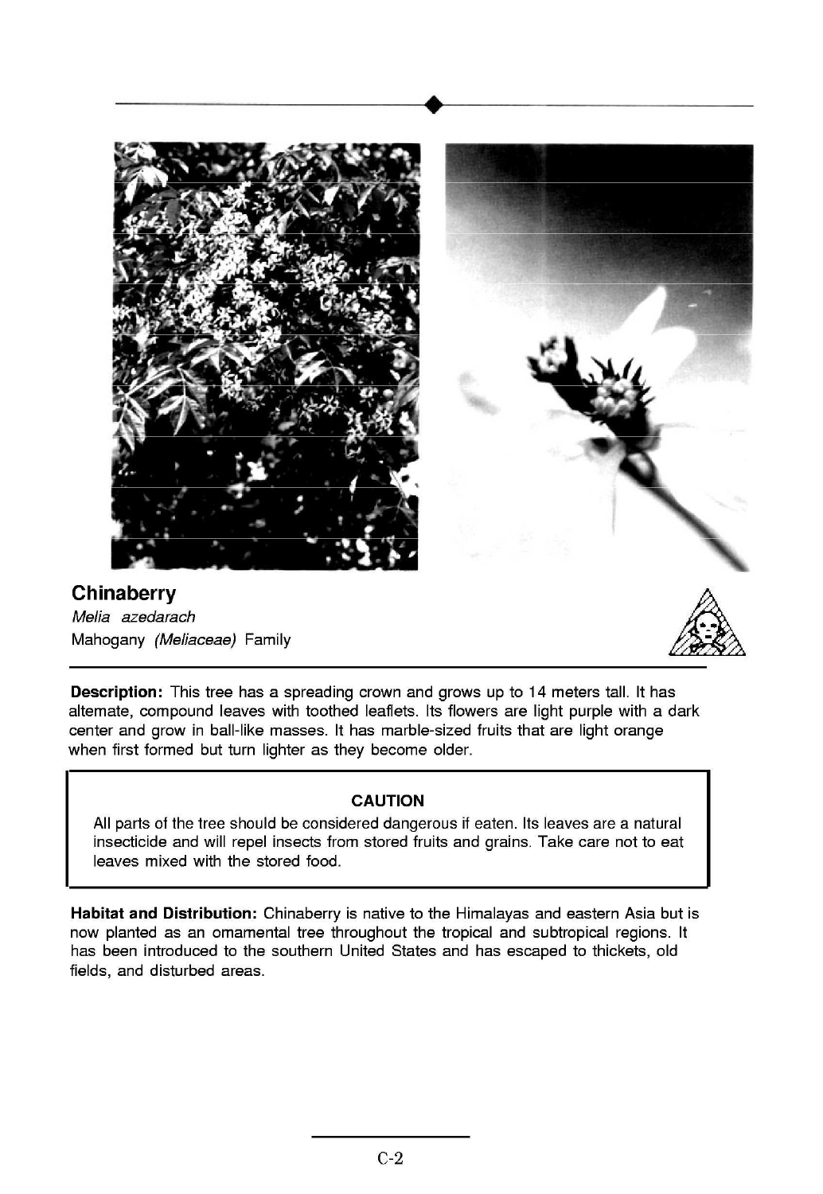## Chinaberry

*Melia azedarach*

Mahogany *(Meliaceae)* Family

**Description:** This tree has a spreading crown and grows up to 14 meters tall. It has alternate, compound leaves with toothed leaflets. Its flowers are light purple with a dark center and grow in ball-like masses. It has marble-sized fruits that are light orange when first formed but turn lighter as they become older.

**CAUTION**

All parts of the tree should be considered dangerous if eaten. Its leaves are a natural insecticide and will repel insects from stored fruits and grains. Take care not to eat leaves mixed with the stored food.

**Habitat and Distribution:** Chinaberry is native to the Himalayas and eastern Asia but is now planted as an ornamental tree throughout the tropical and subtropical regions. It has been introduced to the southern United States and has escaped to thickets, old fields, and disturbed areas.